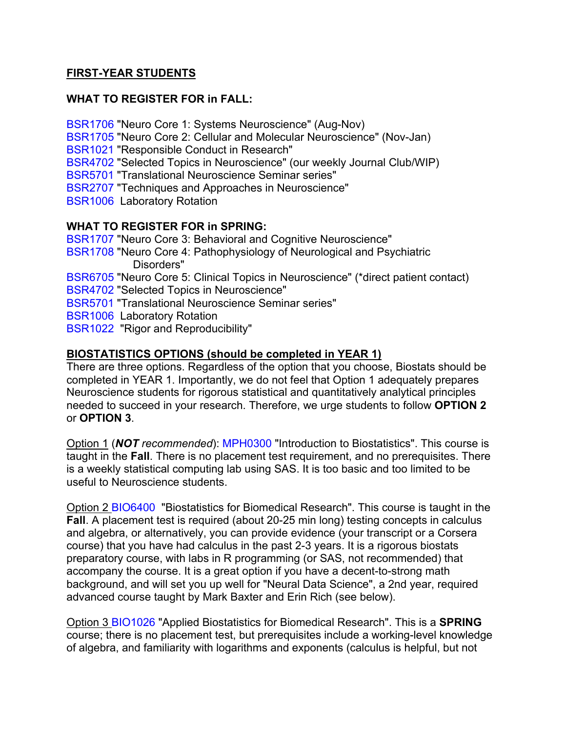## FIRST-YEAR STUDENTS

### WHAT TO REGISTER FOR in FALL:

BSR1706 "Neuro Core 1: Systems Neuroscience" (Aug-Nov)
BSR1705 "Neuro Core 2: Cellular and Molecular Neuroscience" (Nov-Jan)
BSR1021 "Responsible Conduct in Research"
BSR4702 "Selected Topics in Neuroscience" (our weekly Journal Club/WIP)
BSR5701 "Translational Neuroscience Seminar series"
BSR2707 "Techniques and Approaches in Neuroscience"
BSR1006 Laboratory Rotation

### WHAT TO REGISTER FOR in SPRING:

BSR1707 "Neuro Core 3: Behavioral and Cognitive Neuroscience"
BSR1708 "Neuro Core 4: Pathophysiology of Neurological and Psychiatric Disorders"
BSR6705 "Neuro Core 5: Clinical Topics in Neuroscience" (*direct patient contact)
BSR4702 "Selected Topics in Neuroscience"
BSR5701 "Translational Neuroscience Seminar series"
BSR1006 Laboratory Rotation
BSR1022 "Rigor and Reproducibility"

### BIOSTATISTICS OPTIONS (should be completed in YEAR 1)

There are three options. Regardless of the option that you choose, Biostats should be completed in YEAR 1. Importantly, we do not feel that Option 1 adequately prepares Neuroscience students for rigorous statistical and quantitatively analytical principles needed to succeed in your research. Therefore, we urge students to follow **OPTION 2** or **OPTION 3**.

Option 1 (***NOT** recommended*): MPH0300 "Introduction to Biostatistics". This course is taught in the **Fall**. There is no placement test requirement, and no prerequisites. There is a weekly statistical computing lab using SAS. It is too basic and too limited to be useful to Neuroscience students.

Option 2 BIO6400 "Biostatistics for Biomedical Research". This course is taught in the **Fall**. A placement test is required (about 20-25 min long) testing concepts in calculus and algebra, or alternatively, you can provide evidence (your transcript or a Corsera course) that you have had calculus in the past 2-3 years. It is a rigorous biostats preparatory course, with labs in R programming (or SAS, not recommended) that accompany the course. It is a great option if you have a decent-to-strong math background, and will set you up well for "Neural Data Science", a 2nd year, required advanced course taught by Mark Baxter and Erin Rich (see below).

Option 3 BIO1026 "Applied Biostatistics for Biomedical Research". This is a **SPRING** course; there is no placement test, but prerequisites include a working-level knowledge of algebra, and familiarity with logarithms and exponents (calculus is helpful, but not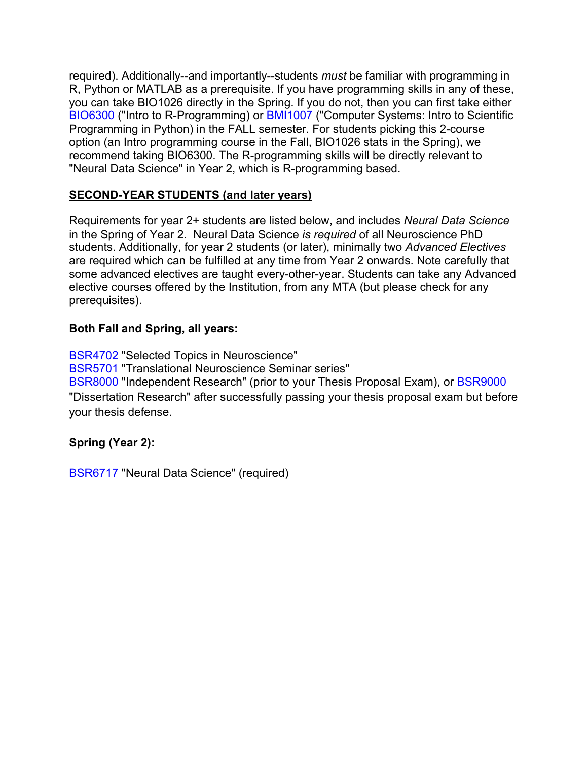required). Additionally--and importantly--students *must* be familiar with programming in R, Python or MATLAB as a prerequisite. If you have programming skills in any of these, you can take BIO1026 directly in the Spring. If you do not, then you can first take either BIO6300 ("Intro to R-Programming) or BMI1007 ("Computer Systems: Intro to Scientific Programming in Python) in the FALL semester. For students picking this 2-course option (an Intro programming course in the Fall, BIO1026 stats in the Spring), we recommend taking BIO6300. The R-programming skills will be directly relevant to "Neural Data Science" in Year 2, which is R-programming based.

## SECOND-YEAR STUDENTS (and later years)

Requirements for year 2+ students are listed below, and includes *Neural Data Science* in the Spring of Year 2. Neural Data Science *is required* of all Neuroscience PhD students. Additionally, for year 2 students (or later), minimally two *Advanced Electives* are required which can be fulfilled at any time from Year 2 onwards. Note carefully that some advanced electives are taught every-other-year. Students can take any Advanced elective courses offered by the Institution, from any MTA (but please check for any prerequisites).

**Both Fall and Spring, all years:**

BSR4702 "Selected Topics in Neuroscience"
BSR5701 "Translational Neuroscience Seminar series"
BSR8000 "Independent Research" (prior to your Thesis Proposal Exam), or BSR9000 "Dissertation Research" after successfully passing your thesis proposal exam but before your thesis defense.

**Spring (Year 2):**

BSR6717 "Neural Data Science" (required)